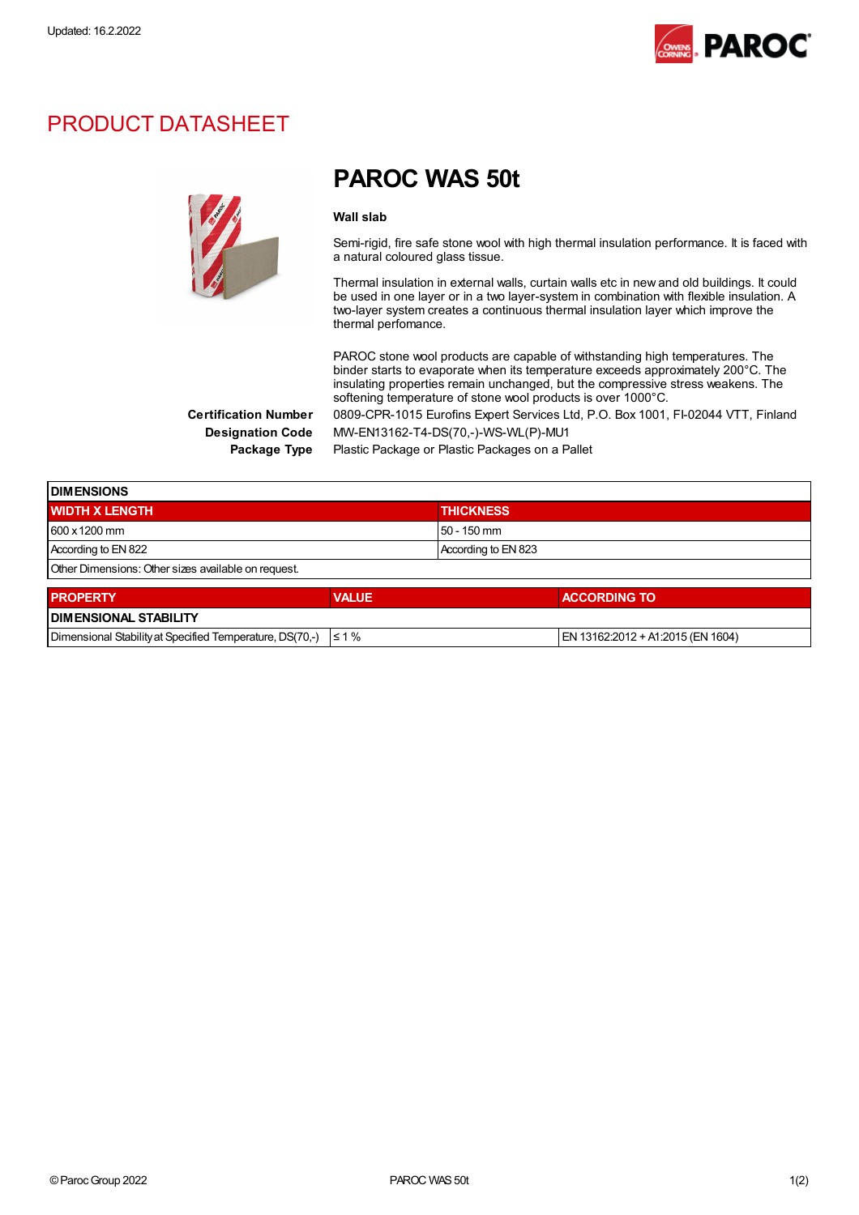Updated: 16.2.2022

# PRODUCT DATASHEET

## PAROC WAS 50t

**Wall slab**

Semi-rigid, fire safe stone wool with high thermal insulation performance. It is faced with a natural coloured glass tissue.

Thermal insulation in external walls, curtain walls etc in new and old buildings. It could be used in one layer or in a two layer-system in combination with flexible insulation. A two-layer system creates a continuous thermal insulation layer which improve the thermal perfomance.

PAROC stone wool products are capable of withstanding high temperatures. The binder starts to evaporate when its temperature exceeds approximately 200°C. The insulating properties remain unchanged, but the compressive stress weakens. The softening temperature of stone wool products is over 1000°C.

**Certification Number** 0809-CPR-1015 Eurofins Expert Services Ltd, P.O. Box 1001, FI-02044 VTT, Finland

**Designation Code** MW-EN13162-T4-DS(70,-)-WS-WL(P)-MU1

**Package Type** Plastic Package or Plastic Packages on a Pallet

| DIMENSIONS | |
|---|---|
| **WIDTH X LENGTH** | **THICKNESS** |
| 600 x 1200 mm | 50 - 150 mm |
| According to EN 822 | According to EN 823 |
| Other Dimensions: Other sizes available on request. | |

| PROPERTY | VALUE | ACCORDING TO |
|---|---|---|
| **DIMENSIONAL STABILITY** | | |
| Dimensional Stability at Specified Temperature, DS(70,-) | ≤ 1 % | EN 13162:2012 + A1:2015 (EN 1604) |

© Paroc Group 2022 PAROC WAS 50t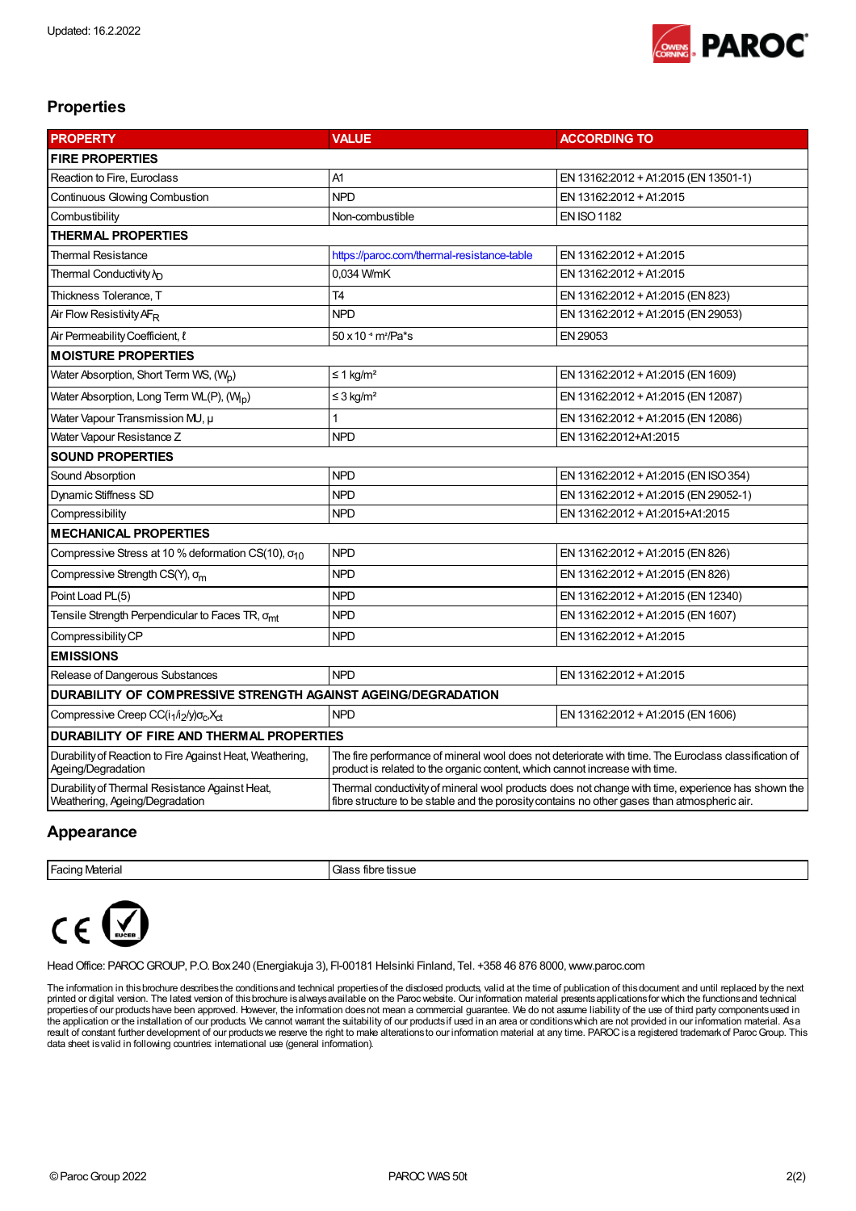Updated: 16.2.2022

## Properties

| PROPERTY | VALUE | ACCORDING TO |
|---|---|---|
| **FIRE PROPERTIES** | | |
| Reaction to Fire, Euroclass | A1 | EN 13162:2012 + A1:2015 (EN 13501-1) |
| Continuous Glowing Combustion | NPD | EN 13162:2012 + A1:2015 |
| Combustibility | Non-combustible | EN ISO 1182 |
| **THERMAL PROPERTIES** | | |
| Thermal Resistance | https://paroc.com/thermal-resistance-table | EN 13162:2012 + A1:2015 |
| Thermal Conductivity $\lambda_D$ | 0,034 W/mK | EN 13162:2012 + A1:2015 |
| Thickness Tolerance, T | T4 | EN 13162:2012 + A1:2015 (EN 823) |
| Air Flow Resistivity $AF_R$ | NPD | EN 13162:2012 + A1:2015 (EN 29053) |
| Air Permeability Coefficient, ℓ | 50 x 10⁻⁶ m³/Pa*s | EN 29053 |
| **MOISTURE PROPERTIES** | | |
| Water Absorption, Short Term WS, $(W_p)$ | ≤ 1 kg/m² | EN 13162:2012 + A1:2015 (EN 1609) |
| Water Absorption, Long Term WL(P), $(W_{lp})$ | ≤ 3 kg/m² | EN 13162:2012 + A1:2015 (EN 12087) |
| Water Vapour Transmission MU, μ | 1 | EN 13162:2012 + A1:2015 (EN 12086) |
| Water Vapour Resistance Z | NPD | EN 13162:2012+A1:2015 |
| **SOUND PROPERTIES** | | |
| Sound Absorption | NPD | EN 13162:2012 + A1:2015 (EN ISO 354) |
| Dynamic Stiffness SD | NPD | EN 13162:2012 + A1:2015 (EN 29052-1) |
| Compressibility | NPD | EN 13162:2012 + A1:2015+A1:2015 |
| **MECHANICAL PROPERTIES** | | |
| Compressive Stress at 10 % deformation CS(10), $\sigma_{10}$ | NPD | EN 13162:2012 + A1:2015 (EN 826) |
| Compressive Strength CS(Y), $\sigma_m$ | NPD | EN 13162:2012 + A1:2015 (EN 826) |
| Point Load PL(5) | NPD | EN 13162:2012 + A1:2015 (EN 12340) |
| Tensile Strength Perpendicular to Faces TR, $\sigma_{mt}$ | NPD | EN 13162:2012 + A1:2015 (EN 1607) |
| Compressibility CP | NPD | EN 13162:2012 + A1:2015 |
| **EMISSIONS** | | |
| Release of Dangerous Substances | NPD | EN 13162:2012 + A1:2015 |
| **DURABILITY OF COMPRESSIVE STRENGTH AGAINST AGEING/DEGRADATION** | | |
| Compressive Creep $CC(i_1/i_2/y)\sigma_c, X_{ct}$ | NPD | EN 13162:2012 + A1:2015 (EN 1606) |
| **DURABILITY OF FIRE AND THERMAL PROPERTIES** | | |
| Durability of Reaction to Fire Against Heat, Weathering, Ageing/Degradation | The fire performance of mineral wool does not deteriorate with time. The Euroclass classification of product is related to the organic content, which cannot increase with time. | |
| Durability of Thermal Resistance Against Heat, Weathering, Ageing/Degradation | Thermal conductivity of mineral wool products does not change with time, experience has shown the fibre structure to be stable and the porosity contains no other gases than atmospheric air. | |

## Appearance

| | |
|---|---|
| Facing Material | Glass fibre tissue |

Head Office: PAROC GROUP, P.O. Box 240 (Energiakuja 3), FI-00181 Helsinki Finland, Tel. +358 46 876 8000, www.paroc.com

The information in this brochure describes the conditions and technical properties of the disclosed products, valid at the time of publication of this document and until replaced by the next printed or digital version. The latest version of this brochure is always available on the Paroc website. Our information material presents applications for which the functions and technical properties of our products have been approved. However, the information does not mean a commercial guarantee. We do not assume liability of the use of third party components used in the application or the installation of our products. We cannot warrant the suitability of our products if used in an area or conditions which are not provided in our information material. As a result of constant further development of our products we reserve the right to make alterations to our information material at any time. PAROC is a registered trademark of Paroc Group. This data sheet is valid in following countries: international use (general information).

© Paroc Group 2022 PAROC WAS 50t